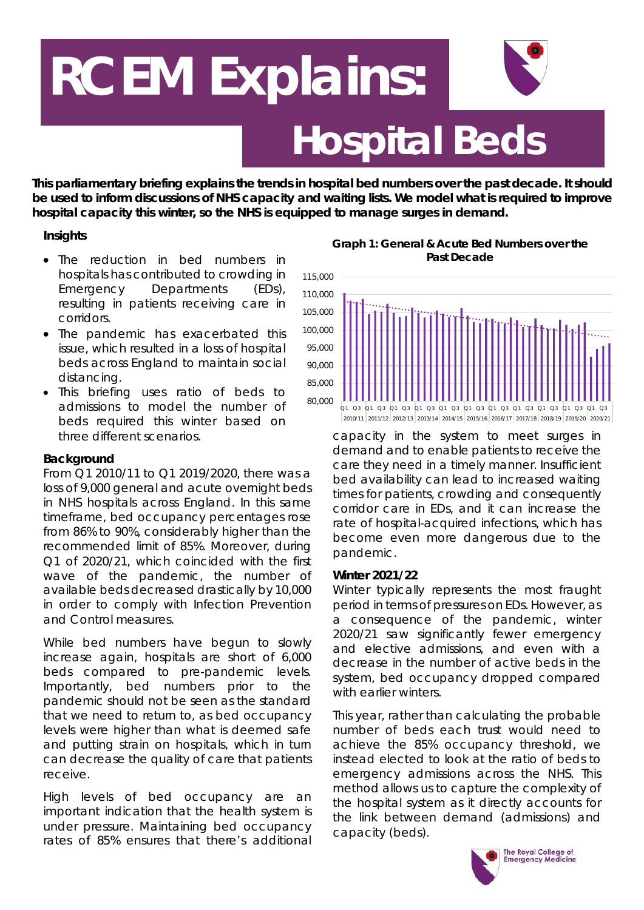# RCEM Explains: Hospital Beds

**This parliamentary briefing explains the trends in hospital bed numbers over the past decade. It should be used to inform discussions of NHS capacity and waiting lists. We model what is required to improve hospital capacity this winter, so the NHS is equipped to manage surges in demand.**

### Insights

- The reduction in bed numbers in hospitals has contributed to crowding in Emergency Departments (EDs), resulting in patients receiving care in corridors.
- The pandemic has exacerbated this issue, which resulted in a loss of hospital beds across England to maintain social distancing.
- This briefing uses ratio of beds to admissions to model the number of beds required this winter based on three different scenarios.

### Background

From Q1 2010/11 to Q1 2019/2020, there was a loss of 9,000 general and acute overnight beds in NHS hospitals across England. In this same timeframe, bed occupancy percentages rose from 86% to 90%, considerably higher than the recommended limit of 85%. Moreover, during Q1 of 2020/21, which coincided with the first wave of the pandemic, the number of available beds decreased drastically by 10,000 in order to comply with Infection Prevention and Control measures.

While bed numbers have begun to slowly increase again, hospitals are short of 6,000 beds compared to pre-pandemic levels. Importantly, bed numbers prior to the pandemic should not be seen as the standard that we need to return to, as bed occupancy levels were higher than what is deemed safe and putting strain on hospitals, which in turn can decrease the quality of care that patients receive.

High levels of bed occupancy are an important indication that the health system is under pressure. Maintaining bed occupancy rates of 85% ensures that there's additional capacity in the system to meet surges in demand and to enable patients to receive the care they need in a timely manner. Insufficient bed availability can lead to increased waiting times for patients, crowding and consequently corridor care in EDs, and it can increase the rate of hospital-acquired infections, which has become even more dangerous due to the pandemic.

**Graph 1: General & Acute Bed Numbers over the Past Decade**

### Winter 2021/22

Winter typically represents the most fraught period in terms of pressures on EDs. However, as a consequence of the pandemic, winter 2020/21 saw significantly fewer emergency and elective admissions, and even with a decrease in the number of active beds in the system, bed occupancy dropped compared with earlier winters.

This year, rather than calculating the probable number of beds each trust would need to achieve the 85% occupancy threshold, we instead elected to look at the ratio of beds to emergency admissions across the NHS. This method allows us to capture the complexity of the hospital system as it directly accounts for the link between demand (admissions) and capacity (beds).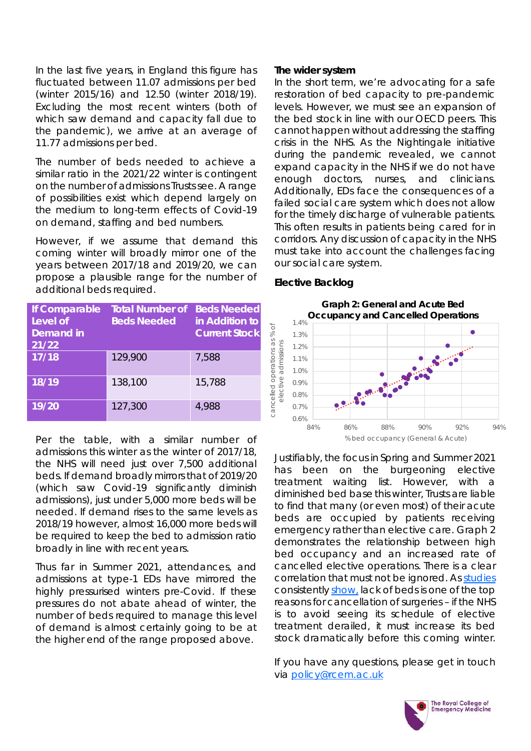In the last five years, in England this figure has fluctuated between 11.07 admissions per bed (winter 2015/16) and 12.50 (winter 2018/19). Excluding the most recent winters (both of which saw demand and capacity fall due to the pandemic), we arrive at an average of 11.77 admissions per bed.

The number of beds needed to achieve a similar ratio in the 2021/22 winter is contingent on the number of admissions Trusts see. A range of possibilities exist which depend largely on the medium to long-term effects of Covid-19 on demand, staffing and bed numbers.

However, if we assume that demand this coming winter will broadly mirror one of the years between 2017/18 and 2019/20, we can propose a plausible range for the number of additional beds required.

| If Comparable Level of Demand in 21/22 | Total Number of Beds Needed | Beds Needed in Addition to Current Stock |
|---|---|---|
| 17/18 | 129,900 | 7,588 |
| 18/19 | 138,100 | 15,788 |
| 19/20 | 127,300 | 4,988 |

Per the table, with a similar number of admissions this winter as the winter of 2017/18, the NHS will need just over 7,500 additional beds. If demand broadly mirrors that of 2019/20 (which saw Covid-19 significantly diminish admissions), just under 5,000 more beds will be needed. If demand rises to the same levels as 2018/19 however, almost 16,000 more beds will be required to keep the bed to admission ratio broadly in line with recent years.

Thus far in Summer 2021, attendances, and admissions at type-1 EDs have mirrored the highly pressurised winters pre-Covid. If these pressures do not abate ahead of winter, the number of beds required to manage this level of demand is almost certainly going to be at the higher end of the range proposed above.

**The wider system**

In the short term, we're advocating for a safe restoration of bed capacity to pre-pandemic levels. However, we must see an expansion of the bed stock in line with our OECD peers. This cannot happen without addressing the staffing crisis in the NHS. As the Nightingale initiative during the pandemic revealed, we cannot expand capacity in the NHS if we do not have enough doctors, nurses, and clinicians. Additionally, EDs face the consequences of a failed social care system which does not allow for the timely discharge of vulnerable patients. This often results in patients being cared for in corridors. Any discussion of capacity in the NHS must take into account the challenges facing our social care system.

**Elective Backlog**

Graph 2: General and Acute Bed Occupancy and Cancelled Operations

cancelled operations as % of elective admissions

1.4%
1.3%
1.2%
1.1%
1.0%
0.9%
0.8%
0.7%
0.6%

84% 86% 88% 90% 92% 94%

% bed occupancy (General & Acute)

Justifiably, the focus in Spring and Summer 2021 has been on the burgeoning elective treatment waiting list. However, with a diminished bed base this winter, Trusts are liable to find that many (or even most) of their acute beds are occupied by patients receiving emergency rather than elective care. Graph 2 demonstrates the relationship between high bed occupancy and an increased rate of cancelled elective operations. There is a clear correlation that must not be ignored. As studies consistently show, lack of beds is one of the top reasons for cancellation of surgeries – if the NHS is to avoid seeing its schedule of elective treatment derailed, it must increase its bed stock dramatically before this coming winter.

If you have any questions, please get in touch via policy@rcem.ac.uk